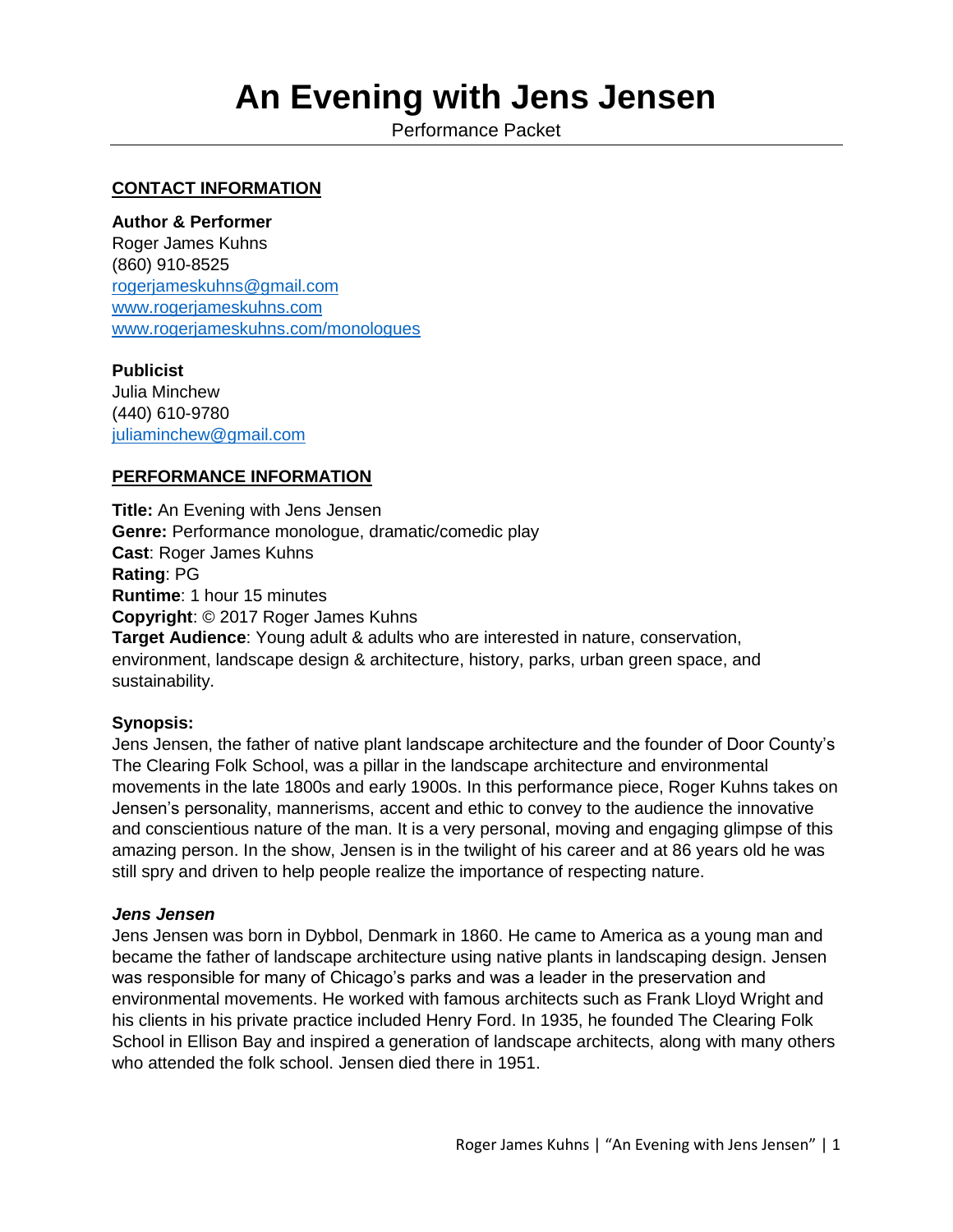# An Evening with Jens Jensen

Performance Packet

## CONTACT INFORMATION

**Author & Performer**
Roger James Kuhns
(860) 910-8525
rogerjameskuhns@gmail.com
www.rogerjameskuhns.com
www.rogerjameskuhns.com/monologues

**Publicist**
Julia Minchew
(440) 610-9780
juliaminchew@gmail.com

## PERFORMANCE INFORMATION

**Title:** An Evening with Jens Jensen
**Genre:** Performance monologue, dramatic/comedic play
**Cast**: Roger James Kuhns
**Rating**: PG
**Runtime**: 1 hour 15 minutes
**Copyright**: © 2017 Roger James Kuhns
**Target Audience**: Young adult & adults who are interested in nature, conservation, environment, landscape design & architecture, history, parks, urban green space, and sustainability.

**Synopsis:**

Jens Jensen, the father of native plant landscape architecture and the founder of Door County's The Clearing Folk School, was a pillar in the landscape architecture and environmental movements in the late 1800s and early 1900s. In this performance piece, Roger Kuhns takes on Jensen's personality, mannerisms, accent and ethic to convey to the audience the innovative and conscientious nature of the man. It is a very personal, moving and engaging glimpse of this amazing person. In the show, Jensen is in the twilight of his career and at 86 years old he was still spry and driven to help people realize the importance of respecting nature.

***Jens Jensen***

Jens Jensen was born in Dybbol, Denmark in 1860. He came to America as a young man and became the father of landscape architecture using native plants in landscaping design. Jensen was responsible for many of Chicago's parks and was a leader in the preservation and environmental movements. He worked with famous architects such as Frank Lloyd Wright and his clients in his private practice included Henry Ford. In 1935, he founded The Clearing Folk School in Ellison Bay and inspired a generation of landscape architects, along with many others who attended the folk school. Jensen died there in 1951.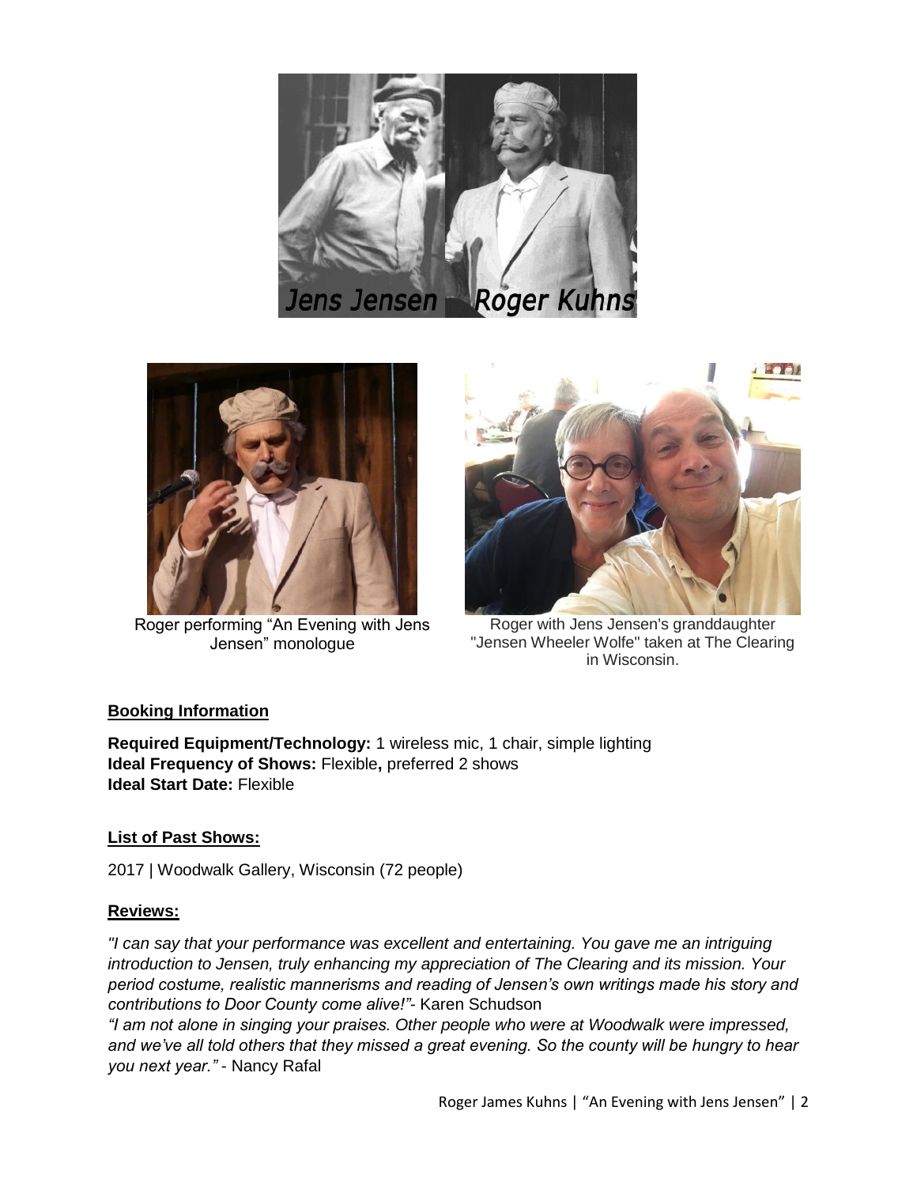Roger performing "An Evening with Jens Jensen" monologue

Roger with Jens Jensen's granddaughter "Jensen Wheeler Wolfe" taken at The Clearing in Wisconsin.

## Booking Information

**Required Equipment/Technology:** 1 wireless mic, 1 chair, simple lighting
**Ideal Frequency of Shows:** Flexible**,** preferred 2 shows
**Ideal Start Date:** Flexible

## List of Past Shows:

2017 | Woodwalk Gallery, Wisconsin (72 people)

## Reviews:

*"I can say that your performance was excellent and entertaining. You gave me an intriguing introduction to Jensen, truly enhancing my appreciation of The Clearing and its mission. Your period costume, realistic mannerisms and reading of Jensen's own writings made his story and contributions to Door County come alive!"*- Karen Schudson

*"I am not alone in singing your praises. Other people who were at Woodwalk were impressed, and we've all told others that they missed a great evening. So the county will be hungry to hear you next year."* - Nancy Rafal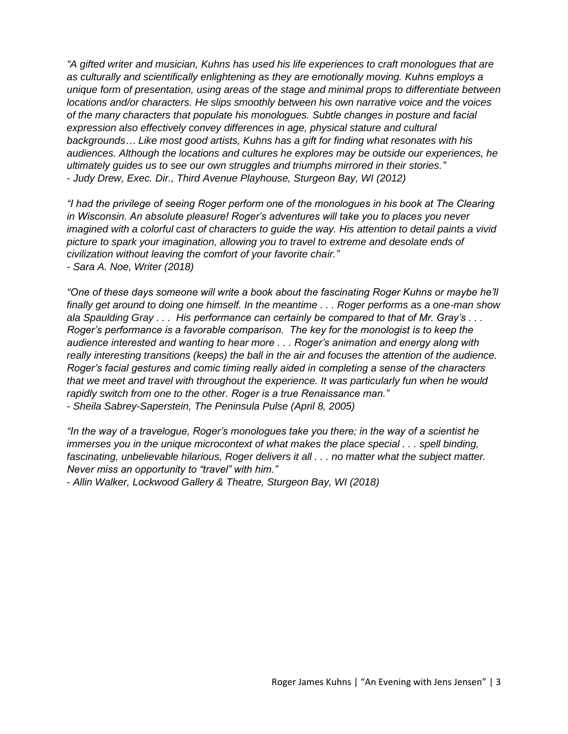*"A gifted writer and musician, Kuhns has used his life experiences to craft monologues that are as culturally and scientifically enlightening as they are emotionally moving. Kuhns employs a unique form of presentation, using areas of the stage and minimal props to differentiate between locations and/or characters. He slips smoothly between his own narrative voice and the voices of the many characters that populate his monologues. Subtle changes in posture and facial expression also effectively convey differences in age, physical stature and cultural backgrounds… Like most good artists, Kuhns has a gift for finding what resonates with his audiences. Although the locations and cultures he explores may be outside our experiences, he ultimately guides us to see our own struggles and triumphs mirrored in their stories."*
*- Judy Drew, Exec. Dir., Third Avenue Playhouse, Sturgeon Bay, WI (2012)*

*"I had the privilege of seeing Roger perform one of the monologues in his book at The Clearing in Wisconsin. An absolute pleasure! Roger's adventures will take you to places you never imagined with a colorful cast of characters to guide the way. His attention to detail paints a vivid picture to spark your imagination, allowing you to travel to extreme and desolate ends of civilization without leaving the comfort of your favorite chair."*
*- Sara A. Noe, Writer (2018)*

*"One of these days someone will write a book about the fascinating Roger Kuhns or maybe he'll finally get around to doing one himself. In the meantime . . . Roger performs as a one-man show ala Spaulding Gray . . .  His performance can certainly be compared to that of Mr. Gray's . . . Roger's performance is a favorable comparison.  The key for the monologist is to keep the audience interested and wanting to hear more . . . Roger's animation and energy along with really interesting transitions (keeps) the ball in the air and focuses the attention of the audience. Roger's facial gestures and comic timing really aided in completing a sense of the characters that we meet and travel with throughout the experience. It was particularly fun when he would rapidly switch from one to the other. Roger is a true Renaissance man."*
*- Sheila Sabrey-Saperstein, The Peninsula Pulse (April 8, 2005)*

*"In the way of a travelogue, Roger's monologues take you there; in the way of a scientist he immerses you in the unique microcontext of what makes the place special . . . spell binding, fascinating, unbelievable hilarious, Roger delivers it all . . . no matter what the subject matter. Never miss an opportunity to "travel" with him."*
*- Allin Walker, Lockwood Gallery & Theatre, Sturgeon Bay, WI (2018)*